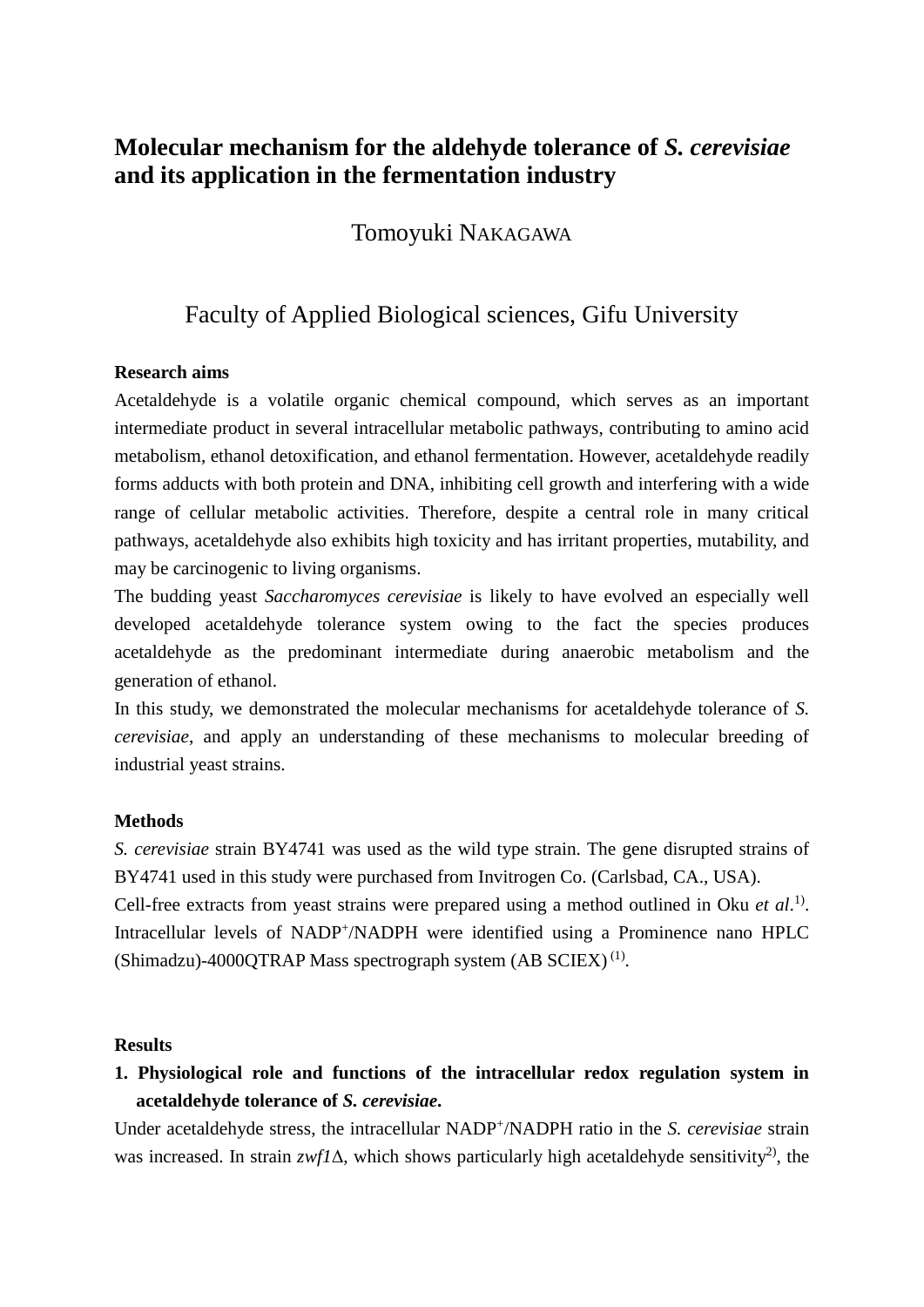# Molecular mechanism for the aldehyde tolerance of *S. cerevisiae* and its application in the fermentation industry

Tomoyuki NAKAGAWA

Faculty of Applied Biological sciences, Gifu University

**Research aims**

Acetaldehyde is a volatile organic chemical compound, which serves as an important intermediate product in several intracellular metabolic pathways, contributing to amino acid metabolism, ethanol detoxification, and ethanol fermentation. However, acetaldehyde readily forms adducts with both protein and DNA, inhibiting cell growth and interfering with a wide range of cellular metabolic activities. Therefore, despite a central role in many critical pathways, acetaldehyde also exhibits high toxicity and has irritant properties, mutability, and may be carcinogenic to living organisms.

The budding yeast *Saccharomyces cerevisiae* is likely to have evolved an especially well developed acetaldehyde tolerance system owing to the fact the species produces acetaldehyde as the predominant intermediate during anaerobic metabolism and the generation of ethanol.

In this study, we demonstrated the molecular mechanisms for acetaldehyde tolerance of *S. cerevisiae*, and apply an understanding of these mechanisms to molecular breeding of industrial yeast strains.

**Methods**

*S. cerevisiae* strain BY4741 was used as the wild type strain. The gene disrupted strains of BY4741 used in this study were purchased from Invitrogen Co. (Carlsbad, CA., USA).

Cell-free extracts from yeast strains were prepared using a method outlined in Oku *et al*.[1]. Intracellular levels of $NADP^+$/NADPH were identified using a Prominence nano HPLC (Shimadzu)-4000QTRAP Mass spectrograph system (AB SCIEX)[(1)].

**Results**

**1. Physiological role and functions of the intracellular redox regulation system in acetaldehyde tolerance of *S. cerevisiae*.**

Under acetaldehyde stress, the intracellular $NADP^+$/NADPH ratio in the *S. cerevisiae* strain was increased. In strain *zwf1*Δ, which shows particularly high acetaldehyde sensitivity[2], the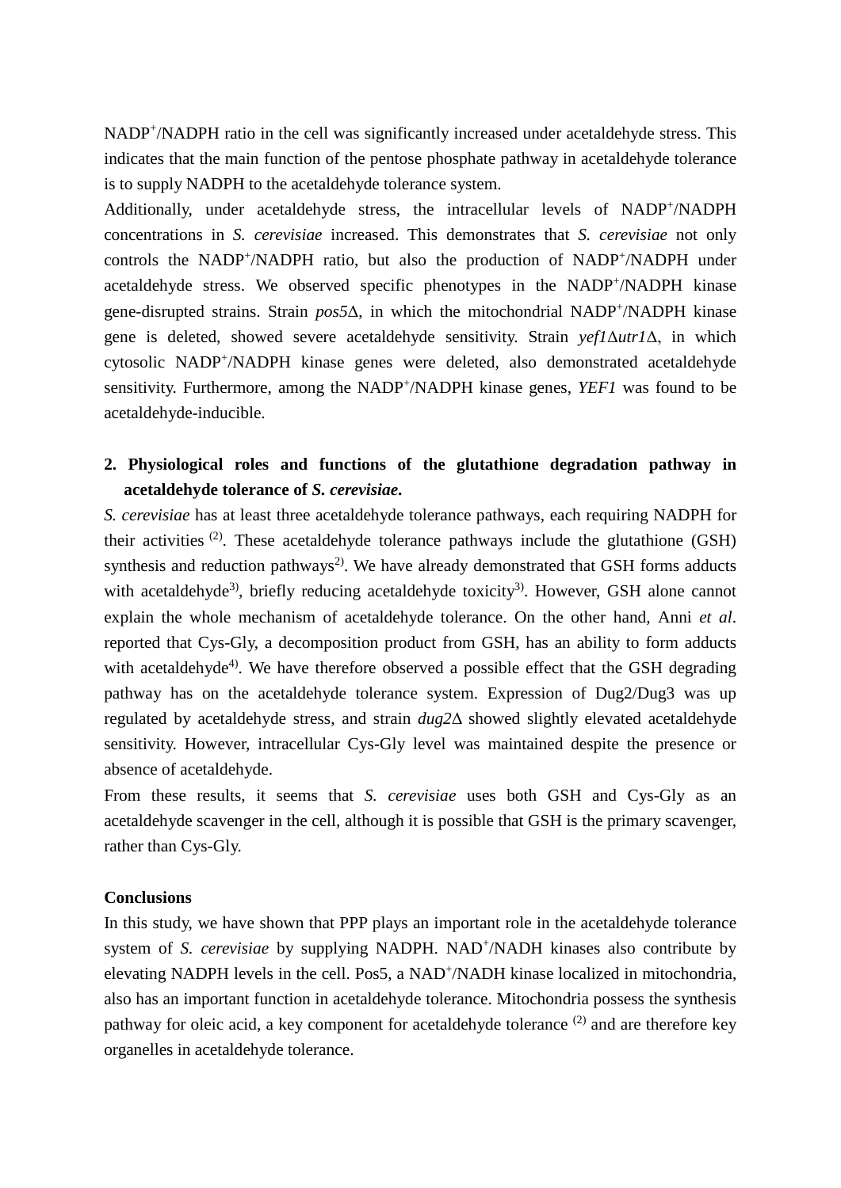$NADP^+/NADPH$ ratio in the cell was significantly increased under acetaldehyde stress. This indicates that the main function of the pentose phosphate pathway in acetaldehyde tolerance is to supply NADPH to the acetaldehyde tolerance system.

Additionally, under acetaldehyde stress, the intracellular levels of $NADP^+/NADPH$ concentrations in *S. cerevisiae* increased. This demonstrates that *S. cerevisiae* not only controls the $NADP^+/NADPH$ ratio, but also the production of $NADP^+/NADPH$ under acetaldehyde stress. We observed specific phenotypes in the $NADP^+/NADPH$ kinase gene-disrupted strains. Strain *pos5*Δ, in which the mitochondrial $NADP^+/NADPH$ kinase gene is deleted, showed severe acetaldehyde sensitivity. Strain *yef1*Δ*utr1*Δ, in which cytosolic $NADP^+/NADPH$ kinase genes were deleted, also demonstrated acetaldehyde sensitivity. Furthermore, among the $NADP^+/NADPH$ kinase genes, *YEF1* was found to be acetaldehyde-inducible.

**2. Physiological roles and functions of the glutathione degradation pathway in acetaldehyde tolerance of *S. cerevisiae*.**

*S. cerevisiae* has at least three acetaldehyde tolerance pathways, each requiring NADPH for their activities [(2)]. These acetaldehyde tolerance pathways include the glutathione (GSH) synthesis and reduction pathways[2)]. We have already demonstrated that GSH forms adducts with acetaldehyde[3)], briefly reducing acetaldehyde toxicity[3)]. However, GSH alone cannot explain the whole mechanism of acetaldehyde tolerance. On the other hand, Anni *et al*. reported that Cys-Gly, a decomposition product from GSH, has an ability to form adducts with acetaldehyde[4)]. We have therefore observed a possible effect that the GSH degrading pathway has on the acetaldehyde tolerance system. Expression of Dug2/Dug3 was up regulated by acetaldehyde stress, and strain *dug2*Δ showed slightly elevated acetaldehyde sensitivity. However, intracellular Cys-Gly level was maintained despite the presence or absence of acetaldehyde.

From these results, it seems that *S. cerevisiae* uses both GSH and Cys-Gly as an acetaldehyde scavenger in the cell, although it is possible that GSH is the primary scavenger, rather than Cys-Gly.

**Conclusions**

In this study, we have shown that PPP plays an important role in the acetaldehyde tolerance system of *S. cerevisiae* by supplying NADPH. $NAD^+/NADH$ kinases also contribute by elevating NADPH levels in the cell. Pos5, a $NAD^+/NADH$ kinase localized in mitochondria, also has an important function in acetaldehyde tolerance. Mitochondria possess the synthesis pathway for oleic acid, a key component for acetaldehyde tolerance [(2)] and are therefore key organelles in acetaldehyde tolerance.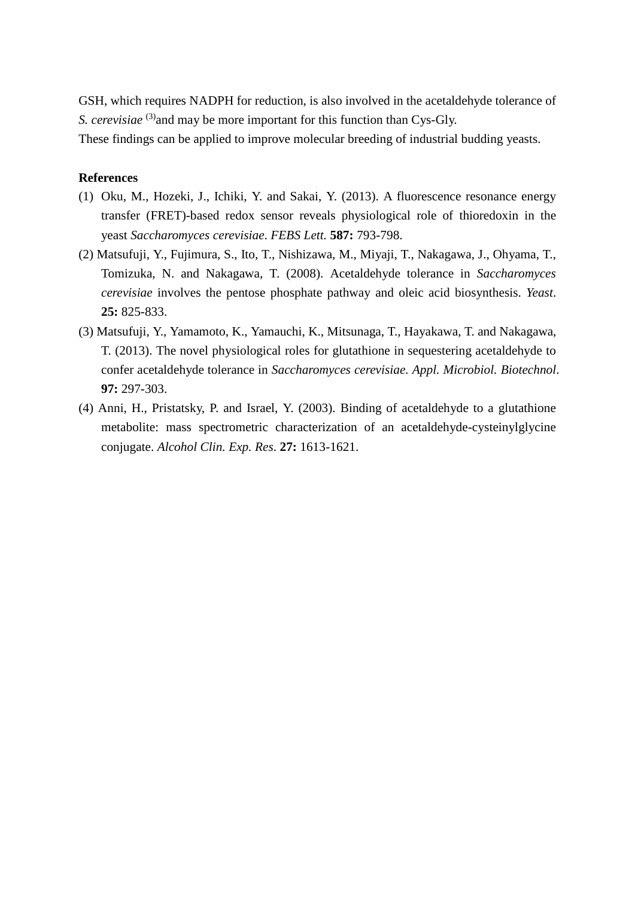GSH, which requires NADPH for reduction, is also involved in the acetaldehyde tolerance of *S. cerevisiae* [3]and may be more important for this function than Cys-Gly.

These findings can be applied to improve molecular breeding of industrial budding yeasts.

**References**

(1) Oku, M., Hozeki, J., Ichiki, Y. and Sakai, Y. (2013). A fluorescence resonance energy transfer (FRET)-based redox sensor reveals physiological role of thioredoxin in the yeast *Saccharomyces cerevisiae*. *FEBS Lett.* **587:** 793-798.

(2) Matsufuji, Y., Fujimura, S., Ito, T., Nishizawa, M., Miyaji, T., Nakagawa, J., Ohyama, T., Tomizuka, N. and Nakagawa, T. (2008). Acetaldehyde tolerance in *Saccharomyces cerevisiae* involves the pentose phosphate pathway and oleic acid biosynthesis. *Yeast*. **25:** 825-833.

(3) Matsufuji, Y., Yamamoto, K., Yamauchi, K., Mitsunaga, T., Hayakawa, T. and Nakagawa, T. (2013). The novel physiological roles for glutathione in sequestering acetaldehyde to confer acetaldehyde tolerance in *Saccharomyces cerevisiae*. *Appl. Microbiol. Biotechnol*. **97:** 297-303.

(4) Anni, H., Pristatsky, P. and Israel, Y. (2003). Binding of acetaldehyde to a glutathione metabolite: mass spectrometric characterization of an acetaldehyde-cysteinylglycine conjugate. *Alcohol Clin. Exp. Res*. **27:** 1613-1621.